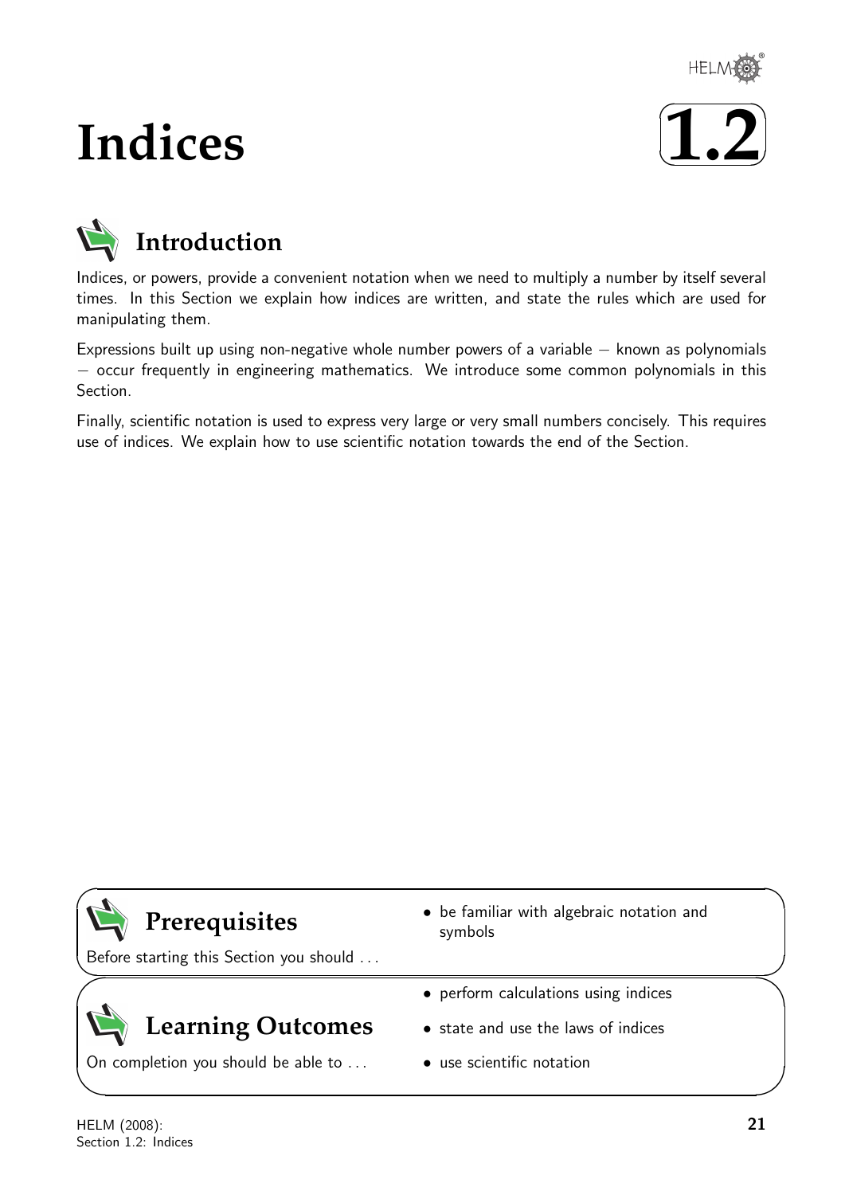# Indices

# 1.2

## Introduction

Indices, or powers, provide a convenient notation when we need to multiply a number by itself several times. In this Section we explain how indices are written, and state the rules which are used for manipulating them.

Expressions built up using non-negative whole number powers of a variable – known as polynomials – occur frequently in engineering mathematics. We introduce some common polynomials in this Section.

Finally, scientific notation is used to express very large or very small numbers concisely. This requires use of indices. We explain how to use scientific notation towards the end of the Section.

## Prerequisites

Before starting this Section you should . . .

- be familiar with algebraic notation and symbols

## Learning Outcomes

On completion you should be able to . . .

- perform calculations using indices
- state and use the laws of indices
- use scientific notation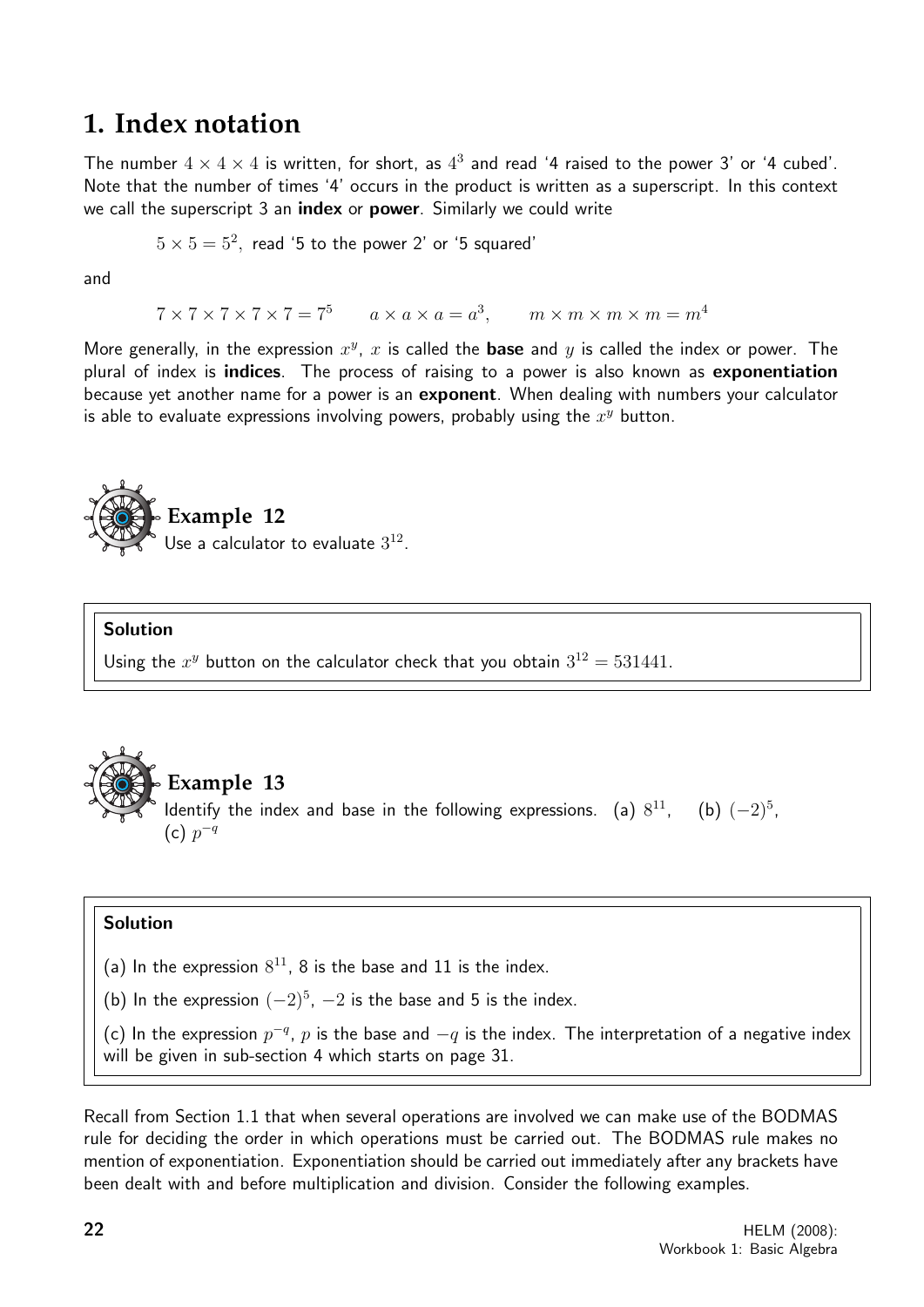# 1. Index notation

The number $4 \times 4 \times 4$ is written, for short, as $4^3$ and read '4 raised to the power 3' or '4 cubed'. Note that the number of times '4' occurs in the product is written as a superscript. In this context we call the superscript 3 an **index** or **power**. Similarly we could write

$5 \times 5 = 5^2$, read '5 to the power 2' or '5 squared'

and

$$7 \times 7 \times 7 \times 7 \times 7 = 7^5 \qquad a \times a \times a = a^3, \qquad m \times m \times m \times m = m^4$$

More generally, in the expression $x^y$, $x$ is called the **base** and $y$ is called the index or power. The plural of index is **indices**. The process of raising to a power is also known as **exponentiation** because yet another name for a power is an **exponent**. When dealing with numbers your calculator is able to evaluate expressions involving powers, probably using the $x^y$ button.

### Example 12

Use a calculator to evaluate $3^{12}$.

**Solution**

Using the $x^y$ button on the calculator check that you obtain $3^{12} = 531441$.

### Example 13

Identify the index and base in the following expressions. (a) $8^{11}$, (b) $(-2)^5$, (c) $p^{-q}$

**Solution**

(a) In the expression $8^{11}$, 8 is the base and 11 is the index.

(b) In the expression $(-2)^5$, $-2$ is the base and 5 is the index.

(c) In the expression $p^{-q}$, $p$ is the base and $-q$ is the index. The interpretation of a negative index will be given in sub-section 4 which starts on page 31.

Recall from Section 1.1 that when several operations are involved we can make use of the BODMAS rule for deciding the order in which operations must be carried out. The BODMAS rule makes no mention of exponentiation. Exponentiation should be carried out immediately after any brackets have been dealt with and before multiplication and division. Consider the following examples.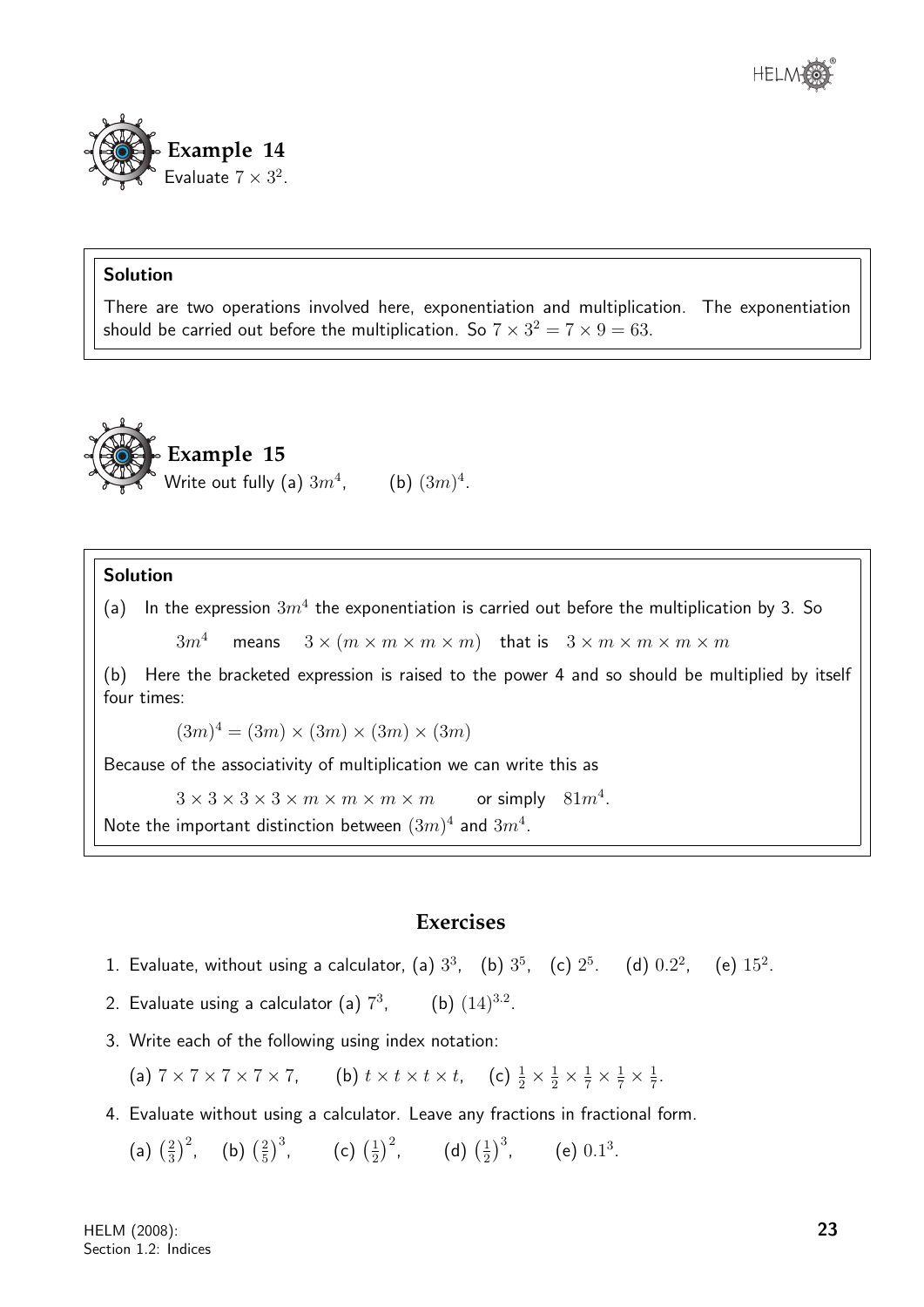**Example 14**
Evaluate $7 \times 3^2$.

**Solution**

There are two operations involved here, exponentiation and multiplication. The exponentiation should be carried out before the multiplication. So $7 \times 3^2 = 7 \times 9 = 63$.

**Example 15**
Write out fully (a) $3m^4$, (b) $(3m)^4$.

**Solution**

(a) In the expression $3m^4$ the exponentiation is carried out before the multiplication by 3. So

$3m^4$ means $3 \times (m \times m \times m \times m)$ that is $3 \times m \times m \times m \times m$

(b) Here the bracketed expression is raised to the power 4 and so should be multiplied by itself four times:

$$(3m)^4 = (3m) \times (3m) \times (3m) \times (3m)$$

Because of the associativity of multiplication we can write this as

$3 \times 3 \times 3 \times 3 \times m \times m \times m \times m$ or simply $81m^4$.

Note the important distinction between $(3m)^4$ and $3m^4$.

## Exercises

1. Evaluate, without using a calculator, (a) $3^3$, (b) $3^5$, (c) $2^5$. (d) $0.2^2$, (e) $15^2$.
2. Evaluate using a calculator (a) $7^3$, (b) $(14)^{3.2}$.
3. Write each of the following using index notation:

   (a) $7 \times 7 \times 7 \times 7 \times 7$, (b) $t \times t \times t \times t$, (c) $\frac{1}{2} \times \frac{1}{2} \times \frac{1}{7} \times \frac{1}{7} \times \frac{1}{7}$.
4. Evaluate without using a calculator. Leave any fractions in fractional form.

   (a) $\left(\frac{2}{3}\right)^2$, (b) $\left(\frac{2}{5}\right)^3$, (c) $\left(\frac{1}{2}\right)^2$, (d) $\left(\frac{1}{2}\right)^3$, (e) $0.1^3$.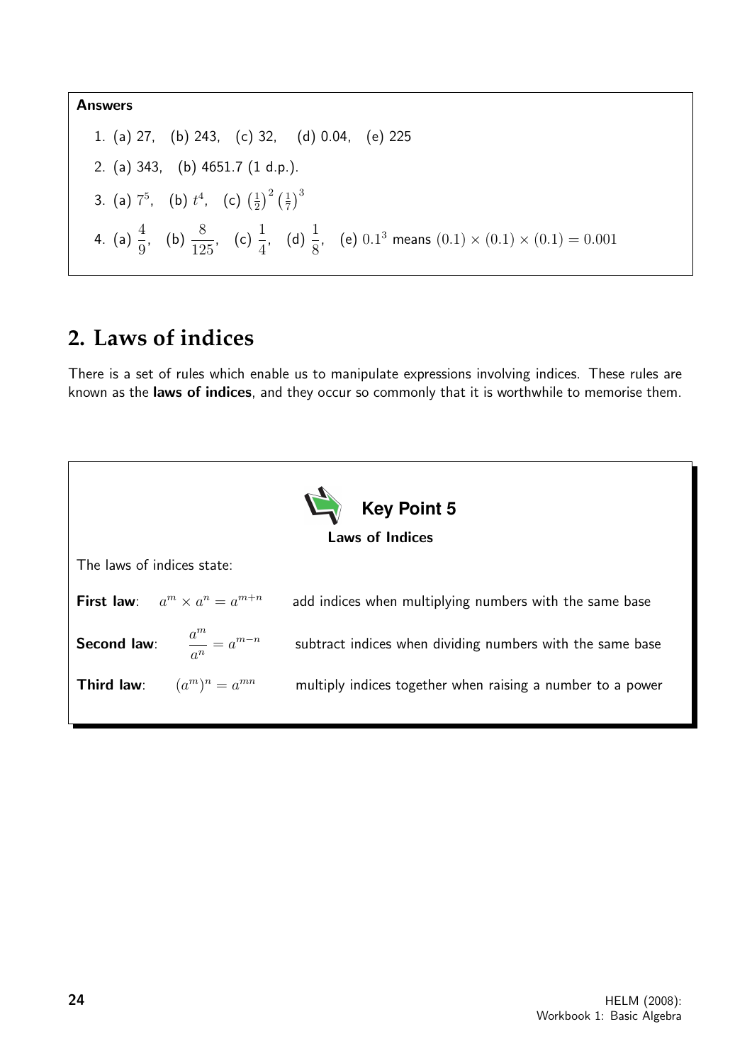**Answers**

1. (a) 27, (b) 243, (c) 32, (d) 0.04, (e) 225
2. (a) 343, (b) 4651.7 (1 d.p.).
3. (a) $7^5$, (b) $t^4$, (c) $\left(\frac{1}{2}\right)^2 \left(\frac{1}{7}\right)^3$
4. (a) $\dfrac{4}{9}$, (b) $\dfrac{8}{125}$, (c) $\dfrac{1}{4}$, (d) $\dfrac{1}{8}$, (e) $0.1^3$ means $(0.1) \times (0.1) \times (0.1) = 0.001$

## 2. Laws of indices

There is a set of rules which enable us to manipulate expressions involving indices. These rules are known as the **laws of indices**, and they occur so commonly that it is worthwhile to memorise them.

**Key Point 5**

**Laws of Indices**

The laws of indices state:

**First law**: $a^m \times a^n = a^{m+n}$ add indices when multiplying numbers with the same base

**Second law**: $\dfrac{a^m}{a^n} = a^{m-n}$ subtract indices when dividing numbers with the same base

**Third law**: $(a^m)^n = a^{mn}$ multiply indices together when raising a number to a power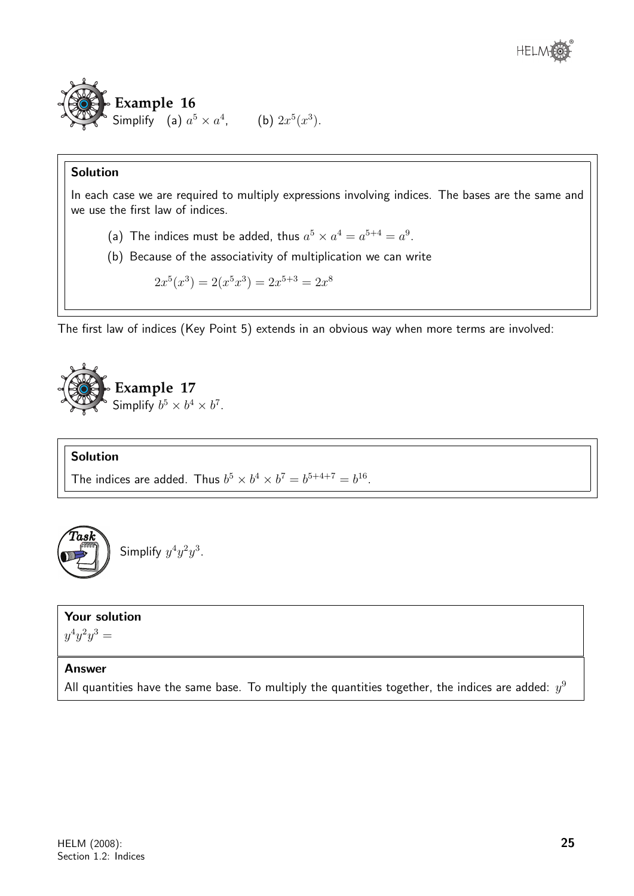## Example 16

Simplify (a) $a^5 \times a^4$, (b) $2x^5(x^3)$.

### Solution

In each case we are required to multiply expressions involving indices. The bases are the same and we use the first law of indices.

(a) The indices must be added, thus $a^5 \times a^4 = a^{5+4} = a^9$.

(b) Because of the associativity of multiplication we can write

$$2x^5(x^3) = 2(x^5x^3) = 2x^{5+3} = 2x^8$$

The first law of indices (Key Point 5) extends in an obvious way when more terms are involved:

## Example 17

Simplify $b^5 \times b^4 \times b^7$.

### Solution

The indices are added. Thus $b^5 \times b^4 \times b^7 = b^{5+4+7} = b^{16}$.

## Task

Simplify $y^4y^2y^3$.

**Your solution**

$y^4y^2y^3 =$

**Answer**

All quantities have the same base. To multiply the quantities together, the indices are added: $y^9$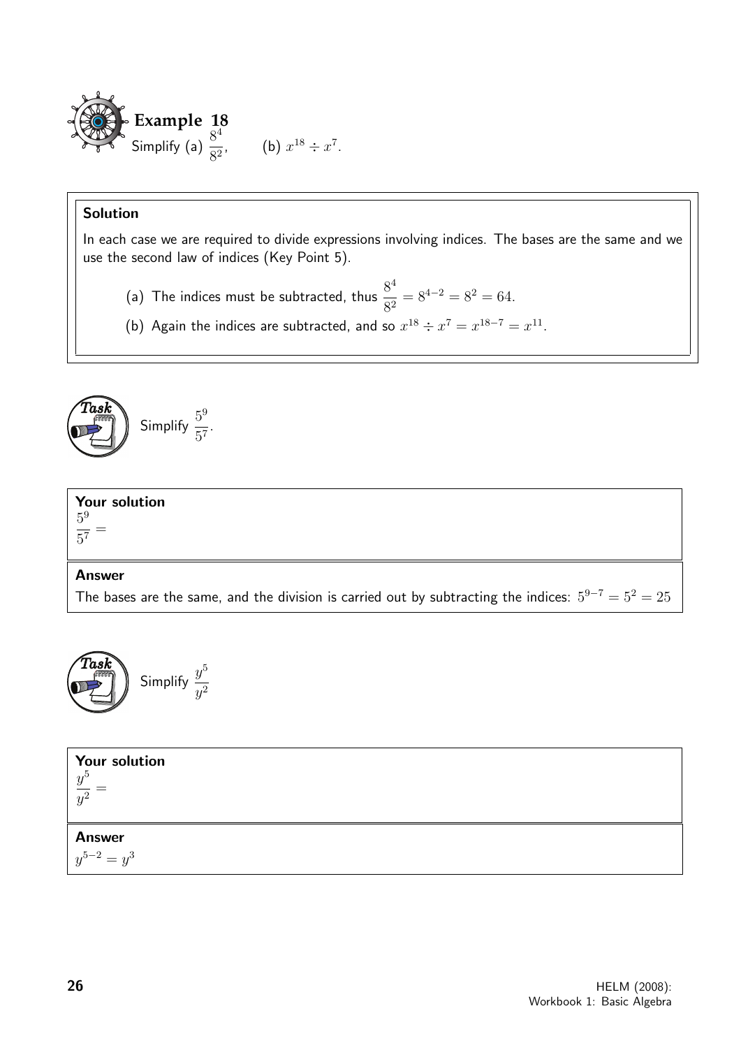**Example 18**

Simplify (a) $\dfrac{8^4}{8^2}$, (b) $x^{18} \div x^7$.

**Solution**

In each case we are required to divide expressions involving indices. The bases are the same and we use the second law of indices (Key Point 5).

(a) The indices must be subtracted, thus $\dfrac{8^4}{8^2} = 8^{4-2} = 8^2 = 64$.

(b) Again the indices are subtracted, and so $x^{18} \div x^7 = x^{18-7} = x^{11}$.

**Task**

Simplify $\dfrac{5^9}{5^7}$.

**Your solution**

$\dfrac{5^9}{5^7} =$

**Answer**

The bases are the same, and the division is carried out by subtracting the indices: $5^{9-7} = 5^2 = 25$

**Task**

Simplify $\dfrac{y^5}{y^2}$

**Your solution**

$\dfrac{y^5}{y^2} =$

**Answer**

$y^{5-2} = y^3$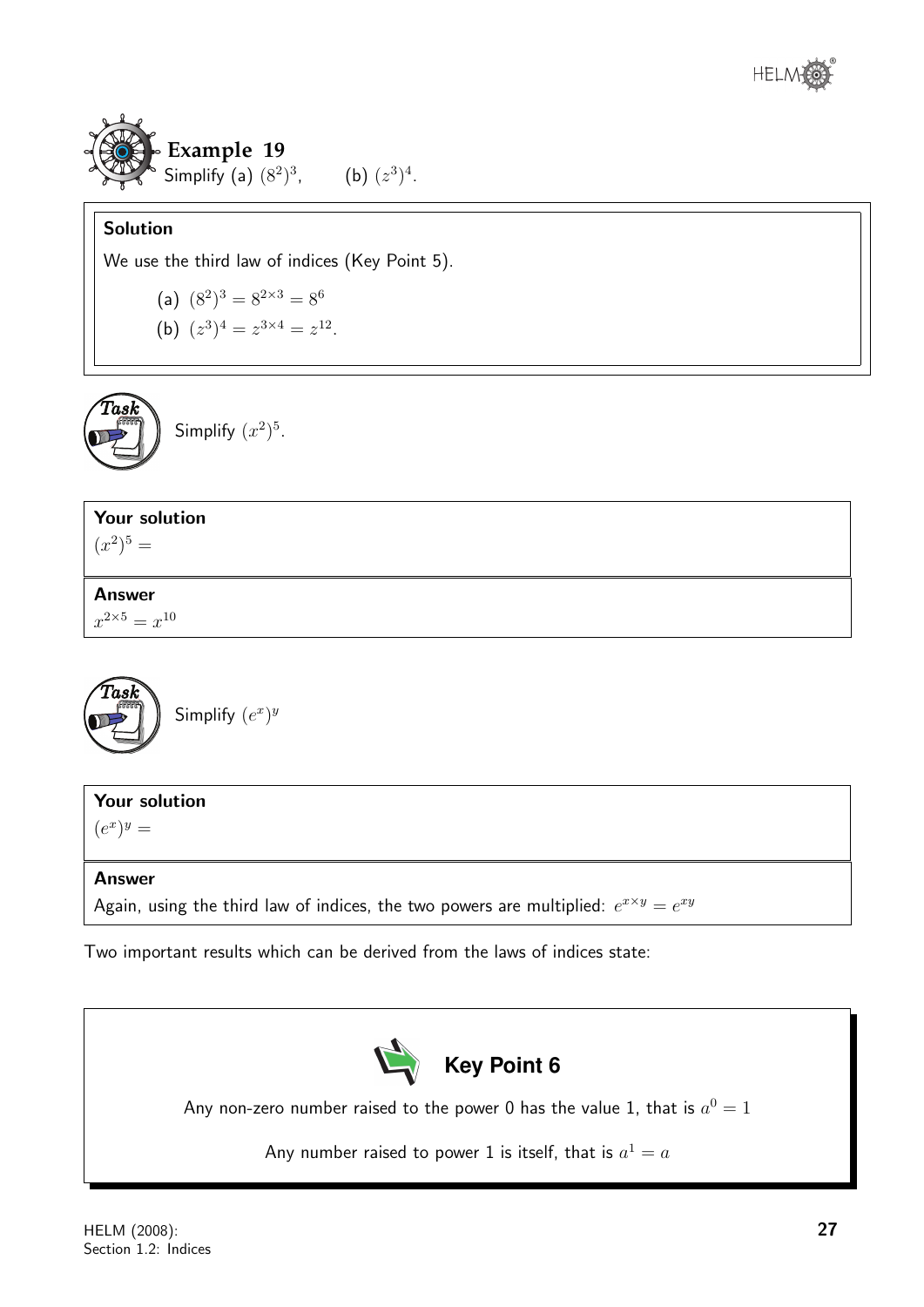## Example 19

Simplify (a) $(8^2)^3$, (b) $(z^3)^4$.

**Solution**

We use the third law of indices (Key Point 5).

(a) $(8^2)^3 = 8^{2\times 3} = 8^6$

(b) $(z^3)^4 = z^{3\times 4} = z^{12}$.

**Task**

Simplify $(x^2)^5$.

**Your solution**

$(x^2)^5 =$

**Answer**

$x^{2\times 5} = x^{10}$

**Task**

Simplify $(e^x)^y$

**Your solution**

$(e^x)^y =$

**Answer**

Again, using the third law of indices, the two powers are multiplied: $e^{x\times y} = e^{xy}$

Two important results which can be derived from the laws of indices state:

**Key Point 6**

Any non-zero number raised to the power 0 has the value 1, that is $a^0 = 1$

Any number raised to power 1 is itself, that is $a^1 = a$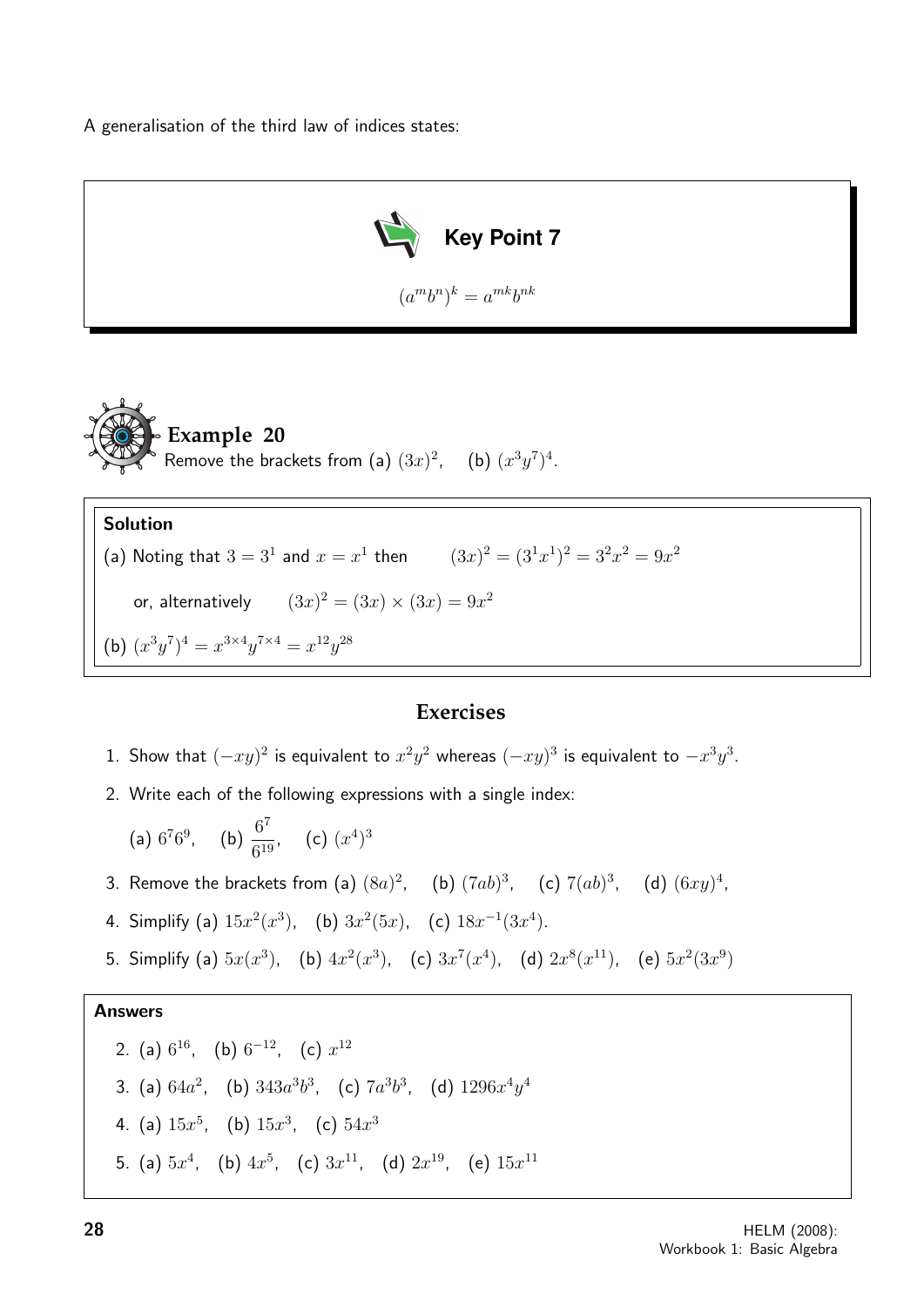A generalisation of the third law of indices states:

**Key Point 7**

$$(a^m b^n)^k = a^{mk} b^{nk}$$

**Example 20**

Remove the brackets from (a) $(3x)^2$, (b) $(x^3y^7)^4$.

**Solution**

(a) Noting that $3 = 3^1$ and $x = x^1$ then $\quad (3x)^2 = (3^1x^1)^2 = 3^2x^2 = 9x^2$

or, alternatively $\quad (3x)^2 = (3x) \times (3x) = 9x^2$

(b) $(x^3y^7)^4 = x^{3\times4}y^{7\times4} = x^{12}y^{28}$

## Exercises

1. Show that $(-xy)^2$ is equivalent to $x^2y^2$ whereas $(-xy)^3$ is equivalent to $-x^3y^3$.
2. Write each of the following expressions with a single index:

   (a) $6^76^9$, (b) $\dfrac{6^7}{6^{19}}$, (c) $(x^4)^3$
3. Remove the brackets from (a) $(8a)^2$, (b) $(7ab)^3$, (c) $7(ab)^3$, (d) $(6xy)^4$,
4. Simplify (a) $15x^2(x^3)$, (b) $3x^2(5x)$, (c) $18x^{-1}(3x^4)$.
5. Simplify (a) $5x(x^3)$, (b) $4x^2(x^3)$, (c) $3x^7(x^4)$, (d) $2x^8(x^{11})$, (e) $5x^2(3x^9)$

**Answers**

2. (a) $6^{16}$, (b) $6^{-12}$, (c) $x^{12}$
3. (a) $64a^2$, (b) $343a^3b^3$, (c) $7a^3b^3$, (d) $1296x^4y^4$
4. (a) $15x^5$, (b) $15x^3$, (c) $54x^3$
5. (a) $5x^4$, (b) $4x^5$, (c) $3x^{11}$, (d) $2x^{19}$, (e) $15x^{11}$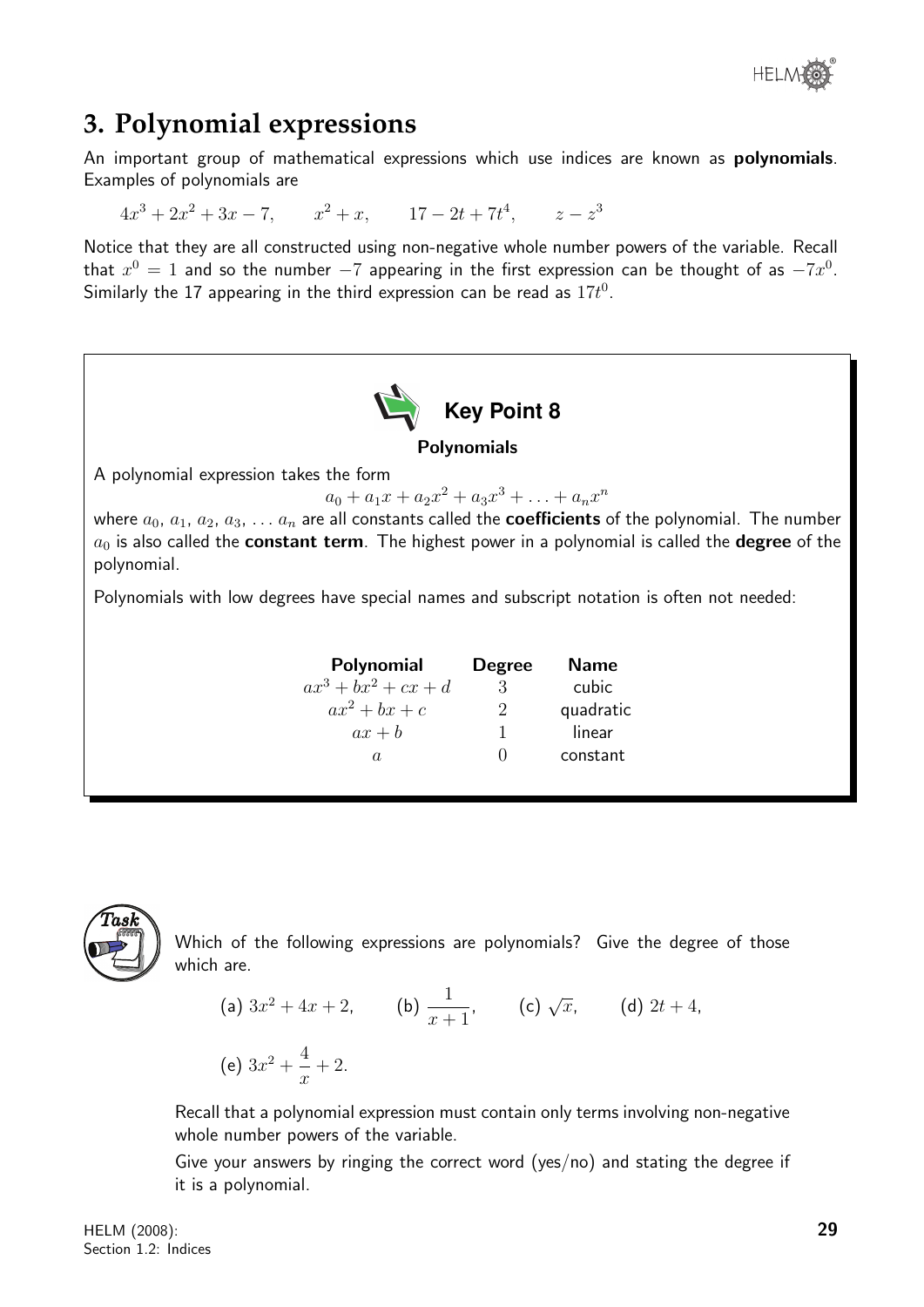## 3. Polynomial expressions

An important group of mathematical expressions which use indices are known as **polynomials**. Examples of polynomials are

$$4x^3 + 2x^2 + 3x - 7, \qquad x^2 + x, \qquad 17 - 2t + 7t^4, \qquad z - z^3$$

Notice that they are all constructed using non-negative whole number powers of the variable. Recall that $x^0 = 1$ and so the number $-7$ appearing in the first expression can be thought of as $-7x^0$. Similarly the 17 appearing in the third expression can be read as $17t^0$.

### Key Point 8

**Polynomials**

A polynomial expression takes the form

$$a_0 + a_1x + a_2x^2 + a_3x^3 + \ldots + a_nx^n$$

where $a_0$, $a_1$, $a_2$, $a_3$, $\ldots$ $a_n$ are all constants called the **coefficients** of the polynomial. The number $a_0$ is also called the **constant term**. The highest power in a polynomial is called the **degree** of the polynomial.

Polynomials with low degrees have special names and subscript notation is often not needed:

| **Polynomial** | **Degree** | **Name** |
|---|---|---|
| $ax^3 + bx^2 + cx + d$ | 3 | cubic |
| $ax^2 + bx + c$ | 2 | quadratic |
| $ax + b$ | 1 | linear |
| $a$ | 0 | constant |

### Task

Which of the following expressions are polynomials? Give the degree of those which are.

(a) $3x^2 + 4x + 2$, (b) $\dfrac{1}{x+1}$, (c) $\sqrt{x}$, (d) $2t + 4$,

(e) $3x^2 + \dfrac{4}{x} + 2$.

Recall that a polynomial expression must contain only terms involving non-negative whole number powers of the variable.

Give your answers by ringing the correct word (yes/no) and stating the degree if it is a polynomial.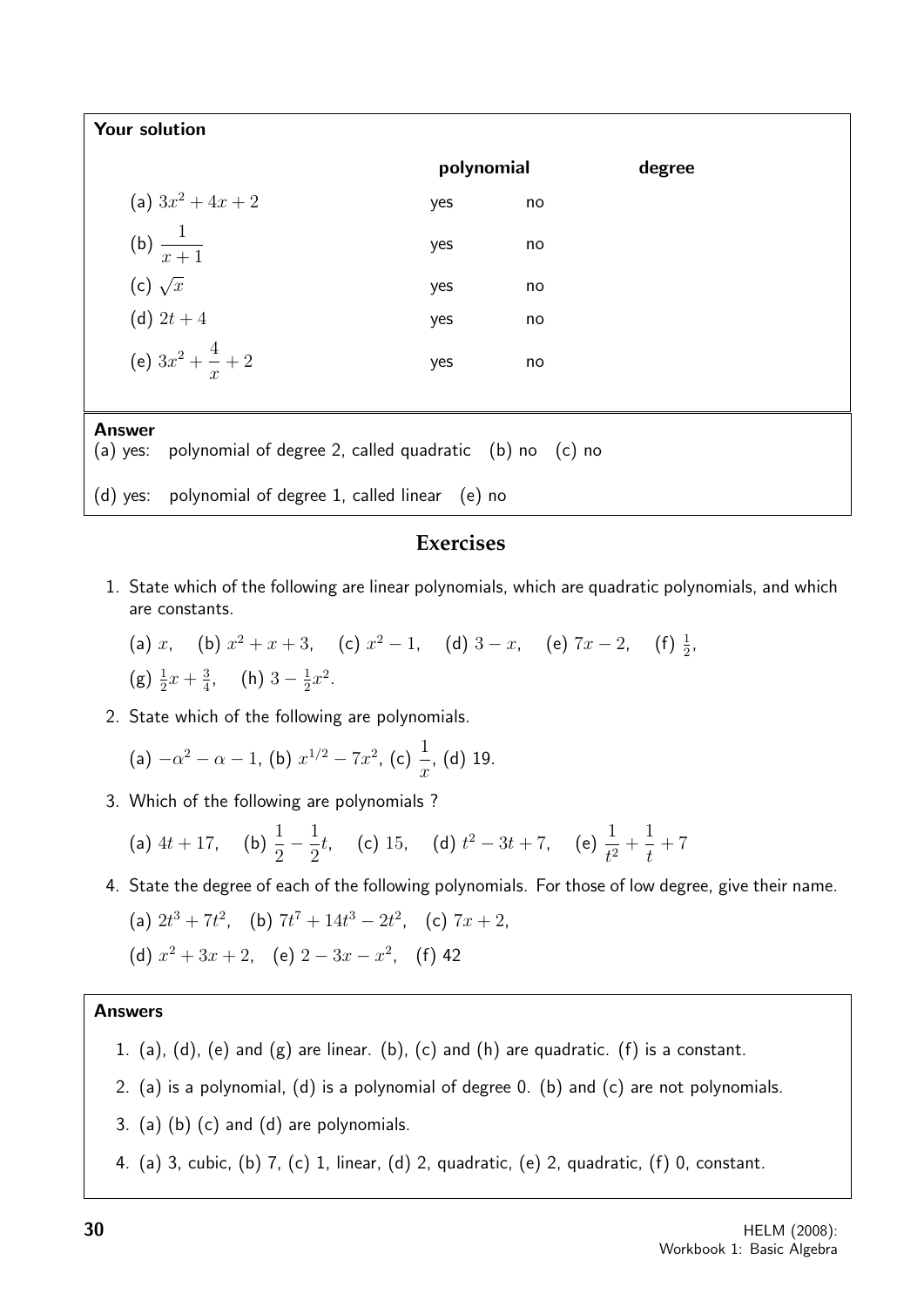**Your solution**

| | polynomial | | degree |
|---|---|---|---|
| (a) $3x^2 + 4x + 2$ | yes | no | |
| (b) $\dfrac{1}{x+1}$ | yes | no | |
| (c) $\sqrt{x}$ | yes | no | |
| (d) $2t + 4$ | yes | no | |
| (e) $3x^2 + \dfrac{4}{x} + 2$ | yes | no | |

**Answer**

(a) yes: polynomial of degree 2, called quadratic (b) no (c) no

(d) yes: polynomial of degree 1, called linear (e) no

## Exercises

1. State which of the following are linear polynomials, which are quadratic polynomials, and which are constants.

   (a) $x$, (b) $x^2 + x + 3$, (c) $x^2 - 1$, (d) $3 - x$, (e) $7x - 2$, (f) $\frac{1}{2}$,

   (g) $\frac{1}{2}x + \frac{3}{4}$, (h) $3 - \frac{1}{2}x^2$.

2. State which of the following are polynomials.

   (a) $-\alpha^2 - \alpha - 1$, (b) $x^{1/2} - 7x^2$, (c) $\dfrac{1}{x}$, (d) 19.

3. Which of the following are polynomials ?

   (a) $4t + 17$, (b) $\dfrac{1}{2} - \dfrac{1}{2}t$, (c) $15$, (d) $t^2 - 3t + 7$, (e) $\dfrac{1}{t^2} + \dfrac{1}{t} + 7$

4. State the degree of each of the following polynomials. For those of low degree, give their name.

   (a) $2t^3 + 7t^2$, (b) $7t^7 + 14t^3 - 2t^2$, (c) $7x + 2$,

   (d) $x^2 + 3x + 2$, (e) $2 - 3x - x^2$, (f) 42

**Answers**

1. (a), (d), (e) and (g) are linear. (b), (c) and (h) are quadratic. (f) is a constant.
2. (a) is a polynomial, (d) is a polynomial of degree 0. (b) and (c) are not polynomials.
3. (a) (b) (c) and (d) are polynomials.
4. (a) 3, cubic, (b) 7, (c) 1, linear, (d) 2, quadratic, (e) 2, quadratic, (f) 0, constant.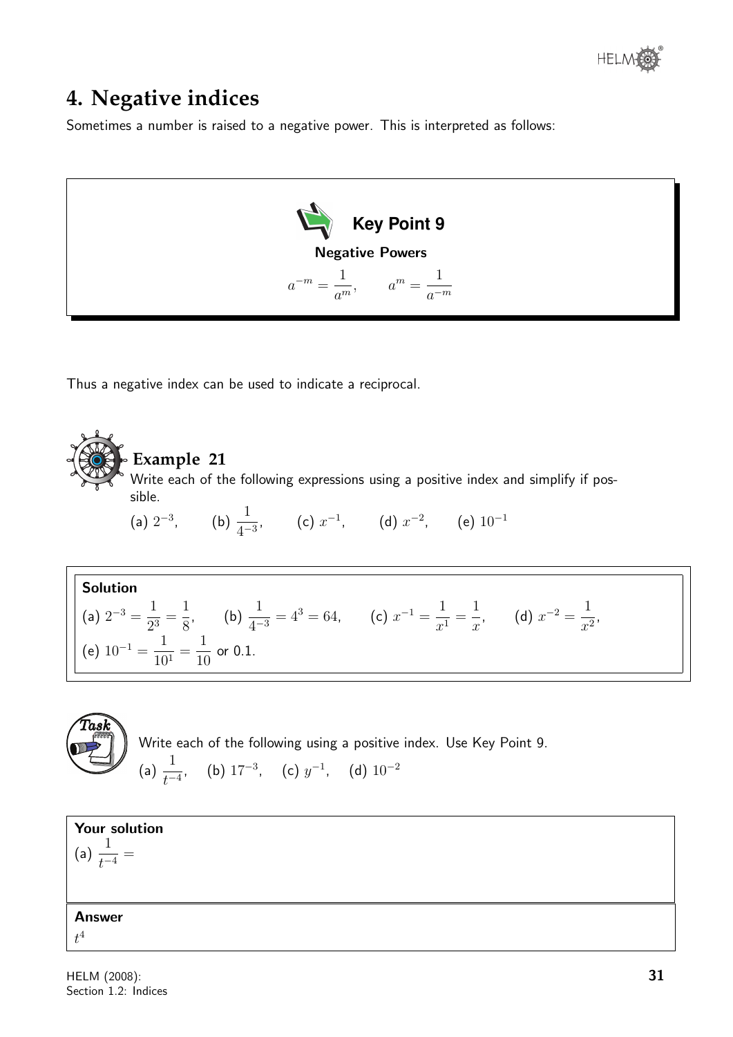## 4. Negative indices

Sometimes a number is raised to a negative power. This is interpreted as follows:

**Key Point 9**

**Negative Powers**

$$a^{-m} = \frac{1}{a^m}, \qquad a^m = \frac{1}{a^{-m}}$$

Thus a negative index can be used to indicate a reciprocal.

### Example 21

Write each of the following expressions using a positive index and simplify if possible.

(a) $2^{-3}$, (b) $\frac{1}{4^{-3}}$, (c) $x^{-1}$, (d) $x^{-2}$, (e) $10^{-1}$

**Solution**

(a) $2^{-3} = \frac{1}{2^3} = \frac{1}{8}$, (b) $\frac{1}{4^{-3}} = 4^3 = 64$, (c) $x^{-1} = \frac{1}{x^1} = \frac{1}{x}$, (d) $x^{-2} = \frac{1}{x^2}$,

(e) $10^{-1} = \frac{1}{10^1} = \frac{1}{10}$ or 0.1.

**Task**

Write each of the following using a positive index. Use Key Point 9.

(a) $\frac{1}{t^{-4}}$, (b) $17^{-3}$, (c) $y^{-1}$, (d) $10^{-2}$

**Your solution**

(a) $\frac{1}{t^{-4}} =$

**Answer**

$t^4$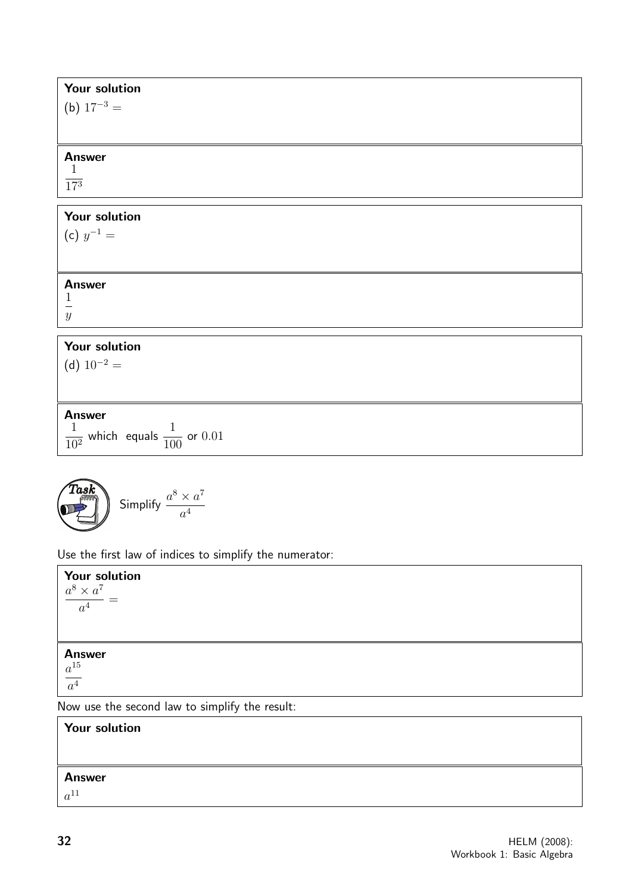**Your solution**

(b) $17^{-3} =$

**Answer**

$\dfrac{1}{17^3}$

**Your solution**

(c) $y^{-1} =$

**Answer**

$\dfrac{1}{y}$

**Your solution**

(d) $10^{-2} =$

**Answer**

$\dfrac{1}{10^2}$ which equals $\dfrac{1}{100}$ or $0.01$

**Task**

Simplify $\dfrac{a^8 \times a^7}{a^4}$

Use the first law of indices to simplify the numerator:

**Your solution**

$\dfrac{a^8 \times a^7}{a^4} =$

**Answer**

$\dfrac{a^{15}}{a^4}$

Now use the second law to simplify the result:

**Your solution**

**Answer**

$a^{11}$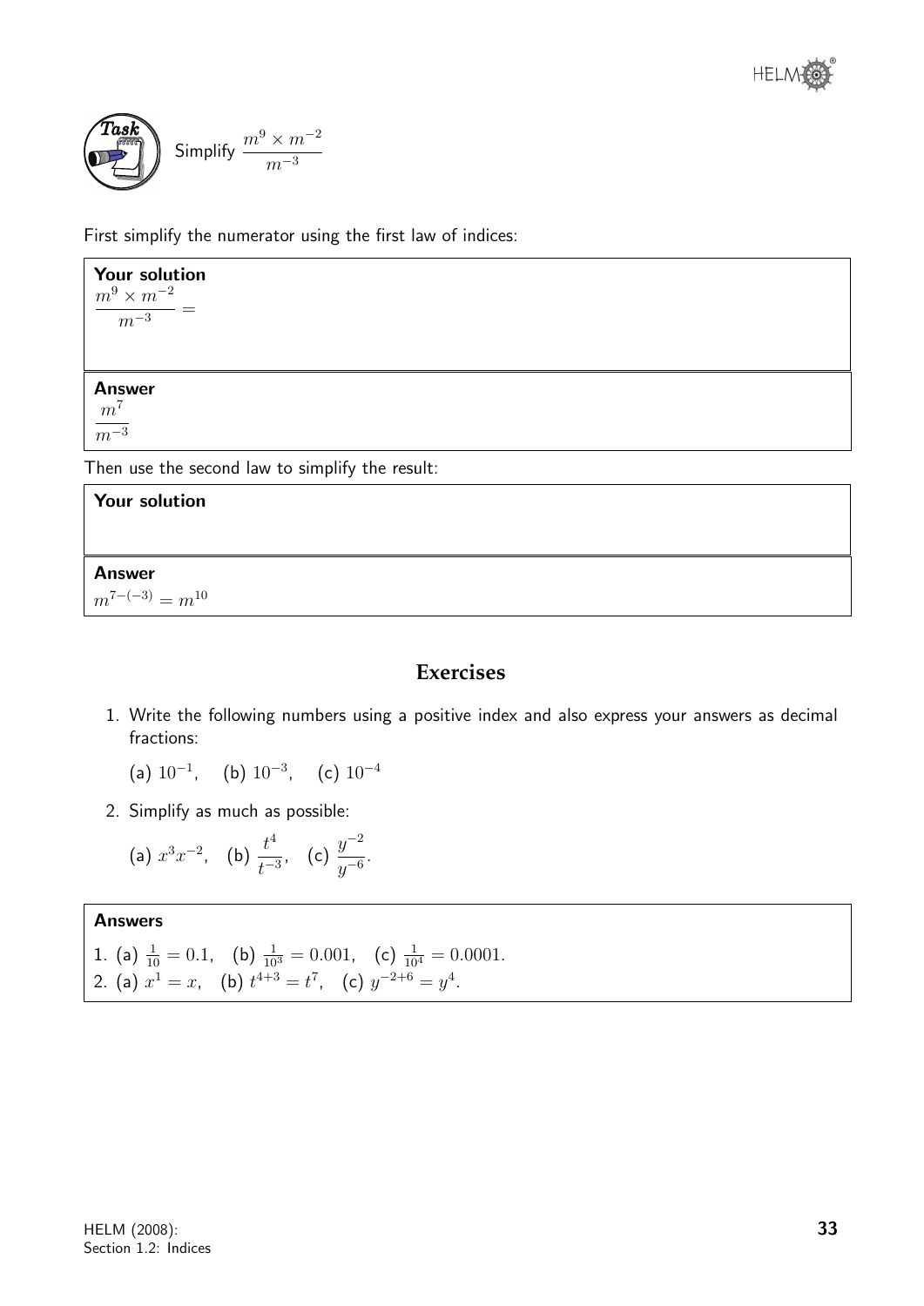**Task** Simplify $\dfrac{m^9 \times m^{-2}}{m^{-3}}$

First simplify the numerator using the first law of indices:

**Your solution**

$\dfrac{m^9 \times m^{-2}}{m^{-3}} =$

**Answer**

$\dfrac{m^7}{m^{-3}}$

Then use the second law to simplify the result:

**Your solution**

**Answer**

$m^{7-(-3)} = m^{10}$

## Exercises

1. Write the following numbers using a positive index and also express your answers as decimal fractions:

   (a) $10^{-1}$, (b) $10^{-3}$, (c) $10^{-4}$

2. Simplify as much as possible:

   (a) $x^3x^{-2}$, (b) $\dfrac{t^4}{t^{-3}}$, (c) $\dfrac{y^{-2}}{y^{-6}}$.

**Answers**

1. (a) $\frac{1}{10} = 0.1$, (b) $\frac{1}{10^3} = 0.001$, (c) $\frac{1}{10^4} = 0.0001$.
2. (a) $x^1 = x$, (b) $t^{4+3} = t^7$, (c) $y^{-2+6} = y^4$.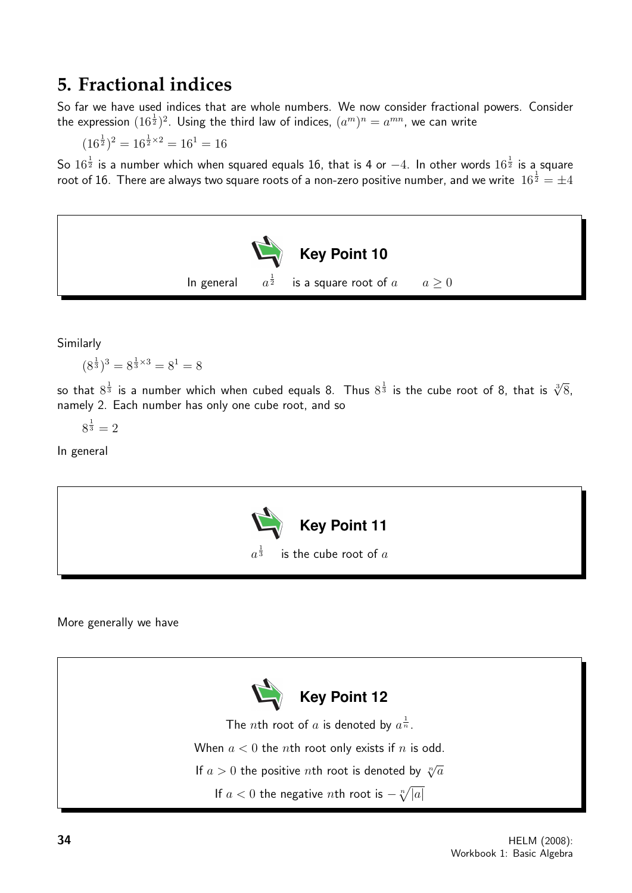# 5. Fractional indices

So far we have used indices that are whole numbers. We now consider fractional powers. Consider the expression $(16^{\frac{1}{2}})^2$. Using the third law of indices, $(a^m)^n = a^{mn}$, we can write

$$(16^{\frac{1}{2}})^2 = 16^{\frac{1}{2}\times 2} = 16^1 = 16$$

So $16^{\frac{1}{2}}$ is a number which when squared equals 16, that is 4 or $-4$. In other words $16^{\frac{1}{2}}$ is a square root of 16. There are always two square roots of a non-zero positive number, and we write $16^{\frac{1}{2}} = \pm 4$

**Key Point 10**

In general $\quad a^{\frac{1}{2}} \quad$ is a square root of $a \qquad a \geq 0$

Similarly

$$(8^{\frac{1}{3}})^3 = 8^{\frac{1}{3}\times 3} = 8^1 = 8$$

so that $8^{\frac{1}{3}}$ is a number which when cubed equals 8. Thus $8^{\frac{1}{3}}$ is the cube root of 8, that is $\sqrt[3]{8}$, namely 2. Each number has only one cube root, and so

$$8^{\frac{1}{3}} = 2$$

In general

**Key Point 11**

$a^{\frac{1}{3}} \quad$ is the cube root of $a$

More generally we have

**Key Point 12**

The $n$th root of $a$ is denoted by $a^{\frac{1}{n}}$.

When $a < 0$ the $n$th root only exists if $n$ is odd.

If $a > 0$ the positive $n$th root is denoted by $\sqrt[n]{a}$

If $a < 0$ the negative $n$th root is $-\sqrt[n]{|a|}$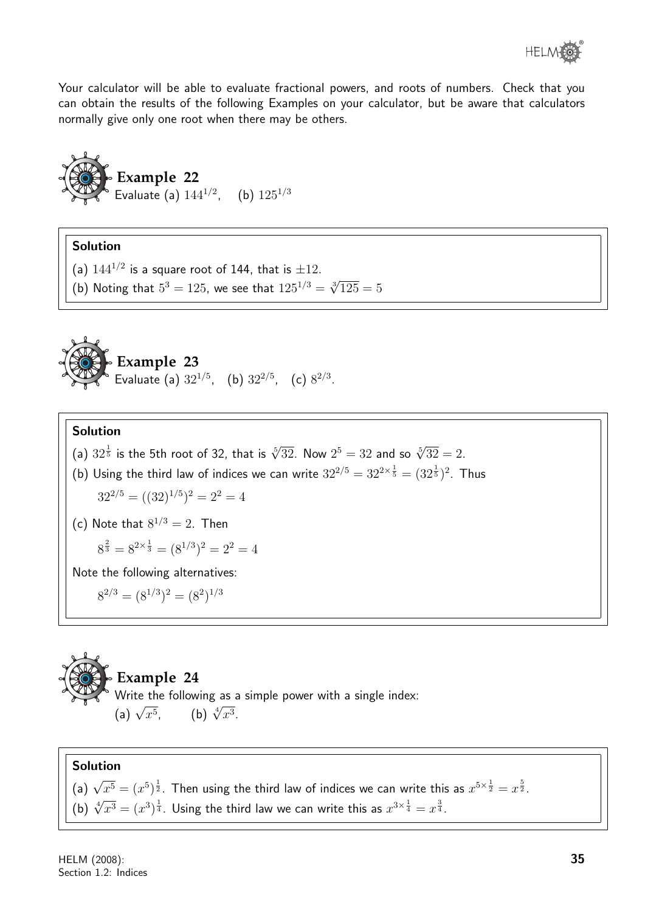Your calculator will be able to evaluate fractional powers, and roots of numbers. Check that you can obtain the results of the following Examples on your calculator, but be aware that calculators normally give only one root when there may be others.

**Example 22**

Evaluate (a) $144^{1/2}$, (b) $125^{1/3}$

**Solution**

(a) $144^{1/2}$ is a square root of 144, that is $\pm 12$.

(b) Noting that $5^3 = 125$, we see that $125^{1/3} = \sqrt[3]{125} = 5$

**Example 23**

Evaluate (a) $32^{1/5}$, (b) $32^{2/5}$, (c) $8^{2/3}$.

**Solution**

(a) $32^{\frac{1}{5}}$ is the 5th root of 32, that is $\sqrt[5]{32}$. Now $2^5 = 32$ and so $\sqrt[5]{32} = 2$.

(b) Using the third law of indices we can write $32^{2/5} = 32^{2 \times \frac{1}{5}} = (32^{\frac{1}{5}})^2$. Thus

$$32^{2/5} = ((32)^{1/5})^2 = 2^2 = 4$$

(c) Note that $8^{1/3} = 2$. Then

$$8^{\frac{2}{3}} = 8^{2 \times \frac{1}{3}} = (8^{1/3})^2 = 2^2 = 4$$

Note the following alternatives:

$$8^{2/3} = (8^{1/3})^2 = (8^2)^{1/3}$$

**Example 24**

Write the following as a simple power with a single index:

(a) $\sqrt{x^5}$, (b) $\sqrt[4]{x^3}$.

**Solution**

(a) $\sqrt{x^5} = (x^5)^{\frac{1}{2}}$. Then using the third law of indices we can write this as $x^{5 \times \frac{1}{2}} = x^{\frac{5}{2}}$.

(b) $\sqrt[4]{x^3} = (x^3)^{\frac{1}{4}}$. Using the third law we can write this as $x^{3 \times \frac{1}{4}} = x^{\frac{3}{4}}$.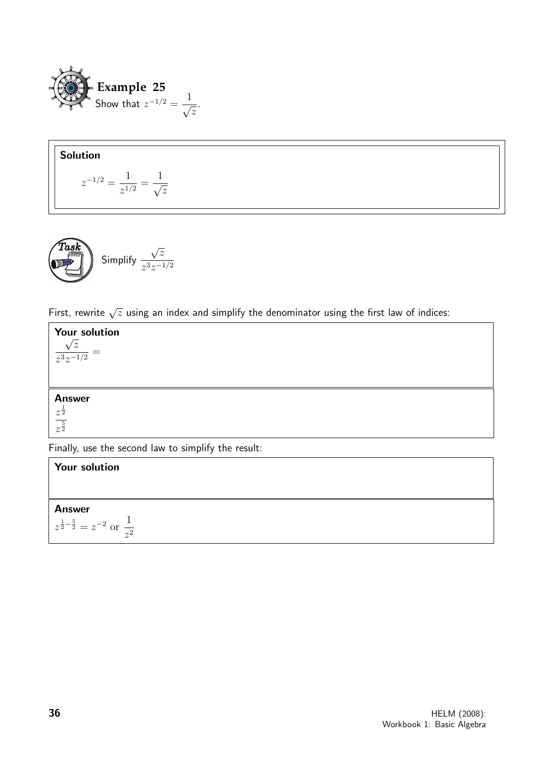**Example 25**

Show that $z^{-1/2} = \dfrac{1}{\sqrt{z}}$.

**Solution**

$$z^{-1/2} = \frac{1}{z^{1/2}} = \frac{1}{\sqrt{z}}$$

**Task**

Simplify $\dfrac{\sqrt{z}}{z^3 z^{-1/2}}$

First, rewrite $\sqrt{z}$ using an index and simplify the denominator using the first law of indices:

**Your solution**

$\dfrac{\sqrt{z}}{z^3 z^{-1/2}} =$

**Answer**

$\dfrac{z^{\frac{1}{2}}}{z^{\frac{5}{2}}}$

Finally, use the second law to simplify the result:

**Your solution**

**Answer**

$z^{\frac{1}{2}-\frac{5}{2}} = z^{-2}$ or $\dfrac{1}{z^2}$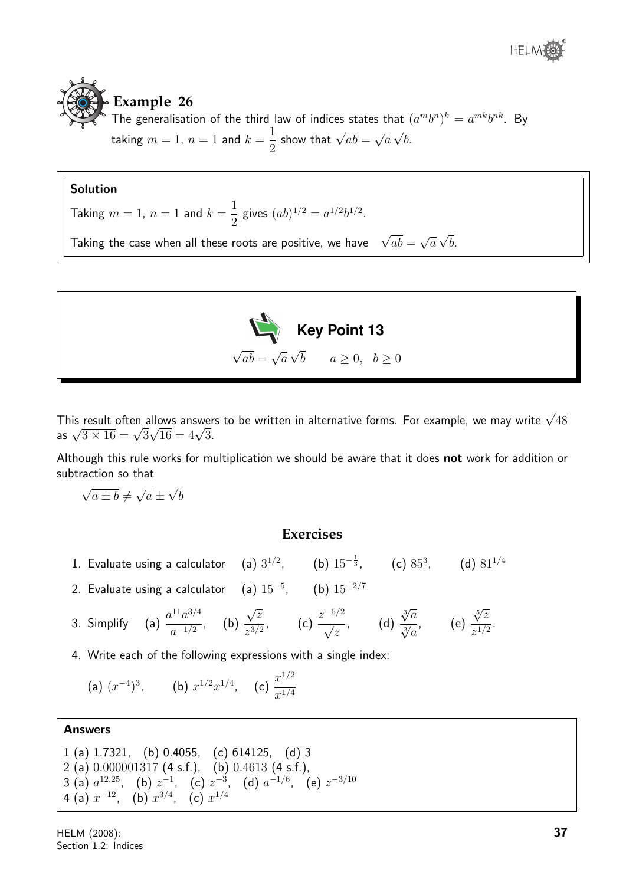### Example 26

The generalisation of the third law of indices states that $(a^m b^n)^k = a^{mk} b^{nk}$. By taking $m = 1$, $n = 1$ and $k = \dfrac{1}{2}$ show that $\sqrt{ab} = \sqrt{a}\,\sqrt{b}$.

**Solution**

Taking $m = 1$, $n = 1$ and $k = \dfrac{1}{2}$ gives $(ab)^{1/2} = a^{1/2} b^{1/2}$.

Taking the case when all these roots are positive, we have $\sqrt{ab} = \sqrt{a}\,\sqrt{b}$.

**Key Point 13**

$$\sqrt{ab} = \sqrt{a}\,\sqrt{b} \qquad a \geq 0, \quad b \geq 0$$

This result often allows answers to be written in alternative forms. For example, we may write $\sqrt{48}$ as $\sqrt{3 \times 16} = \sqrt{3}\sqrt{16} = 4\sqrt{3}$.

Although this rule works for multiplication we should be aware that it does **not** work for addition or subtraction so that

$$\sqrt{a \pm b} \neq \sqrt{a} \pm \sqrt{b}$$

## Exercises

1. Evaluate using a calculator (a) $3^{1/2}$, (b) $15^{-\frac{1}{3}}$, (c) $85^3$, (d) $81^{1/4}$
2. Evaluate using a calculator (a) $15^{-5}$, (b) $15^{-2/7}$
3. Simplify (a) $\dfrac{a^{11}a^{3/4}}{a^{-1/2}}$, (b) $\dfrac{\sqrt{z}}{z^{3/2}}$, (c) $\dfrac{z^{-5/2}}{\sqrt{z}}$, (d) $\dfrac{\sqrt[3]{a}}{\sqrt[2]{a}}$, (e) $\dfrac{\sqrt[5]{z}}{z^{1/2}}$.
4. Write each of the following expressions with a single index:

   (a) $(x^{-4})^3$, (b) $x^{1/2}x^{1/4}$, (c) $\dfrac{x^{1/2}}{x^{1/4}}$

**Answers**

1 (a) 1.7321, (b) 0.4055, (c) 614125, (d) 3

2 (a) $0.000001317$ (4 s.f.), (b) $0.4613$ (4 s.f.),

3 (a) $a^{12.25}$, (b) $z^{-1}$, (c) $z^{-3}$, (d) $a^{-1/6}$, (e) $z^{-3/10}$

4 (a) $x^{-12}$, (b) $x^{3/4}$, (c) $x^{1/4}$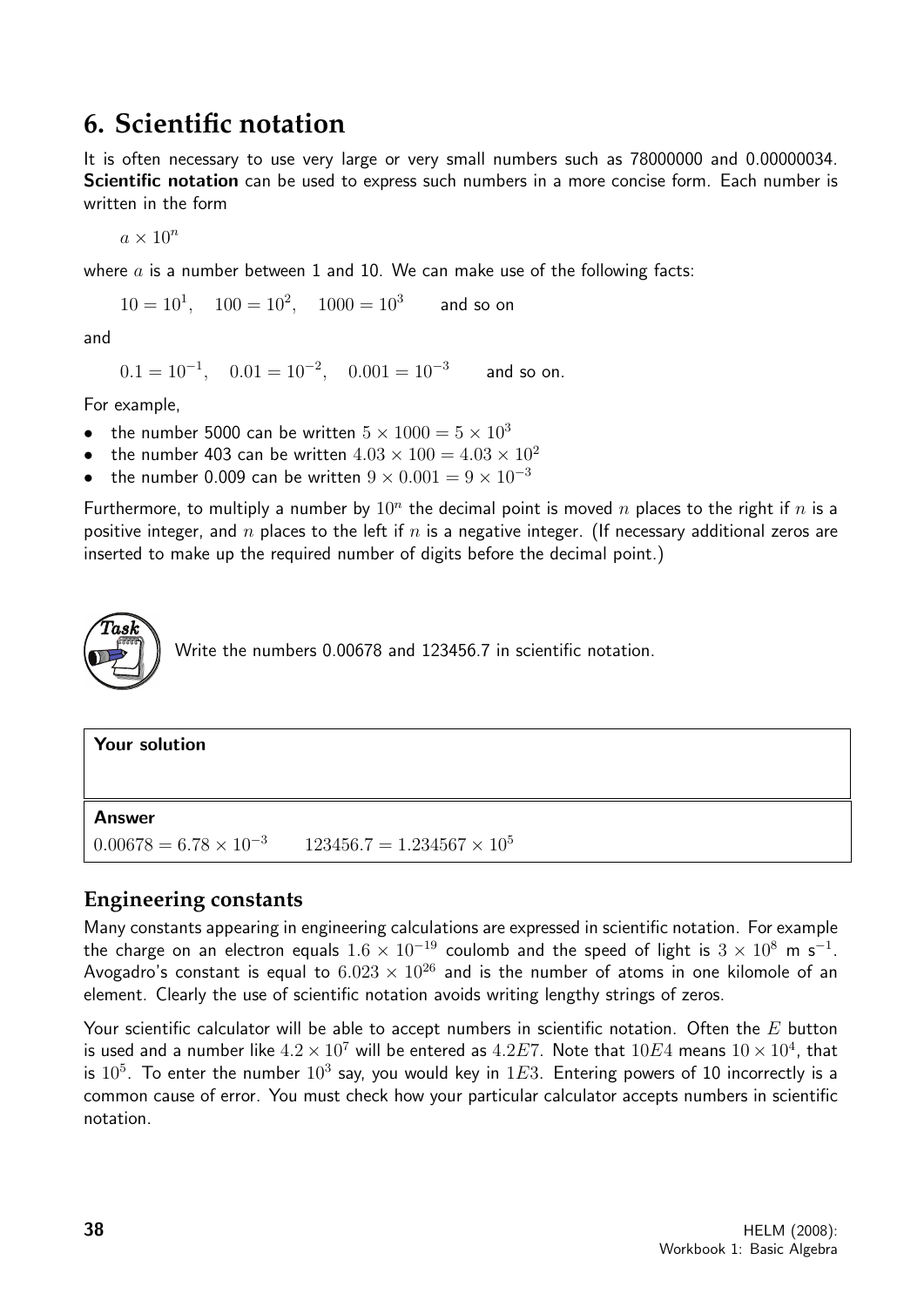## 6. Scientific notation

It is often necessary to use very large or very small numbers such as 78000000 and 0.00000034. **Scientific notation** can be used to express such numbers in a more concise form. Each number is written in the form

$a \times 10^n$

where $a$ is a number between 1 and 10. We can make use of the following facts:

$$10 = 10^1, \quad 100 = 10^2, \quad 1000 = 10^3 \qquad \text{and so on}$$

and

$$0.1 = 10^{-1}, \quad 0.01 = 10^{-2}, \quad 0.001 = 10^{-3} \qquad \text{and so on.}$$

For example,

- the number 5000 can be written $5 \times 1000 = 5 \times 10^3$
- the number 403 can be written $4.03 \times 100 = 4.03 \times 10^2$
- the number 0.009 can be written $9 \times 0.001 = 9 \times 10^{-3}$

Furthermore, to multiply a number by $10^n$ the decimal point is moved $n$ places to the right if $n$ is a positive integer, and $n$ places to the left if $n$ is a negative integer. (If necessary additional zeros are inserted to make up the required number of digits before the decimal point.)

**Task**

Write the numbers 0.00678 and 123456.7 in scientific notation.

**Your solution**

**Answer**

$0.00678 = 6.78 \times 10^{-3} \qquad 123456.7 = 1.234567 \times 10^5$

### Engineering constants

Many constants appearing in engineering calculations are expressed in scientific notation. For example the charge on an electron equals $1.6 \times 10^{-19}$ coulomb and the speed of light is $3 \times 10^8$ m s$^{-1}$. Avogadro's constant is equal to $6.023 \times 10^{26}$ and is the number of atoms in one kilomole of an element. Clearly the use of scientific notation avoids writing lengthy strings of zeros.

Your scientific calculator will be able to accept numbers in scientific notation. Often the $E$ button is used and a number like $4.2 \times 10^7$ will be entered as $4.2E7$. Note that $10E4$ means $10 \times 10^4$, that is $10^5$. To enter the number $10^3$ say, you would key in $1E3$. Entering powers of 10 incorrectly is a common cause of error. You must check how your particular calculator accepts numbers in scientific notation.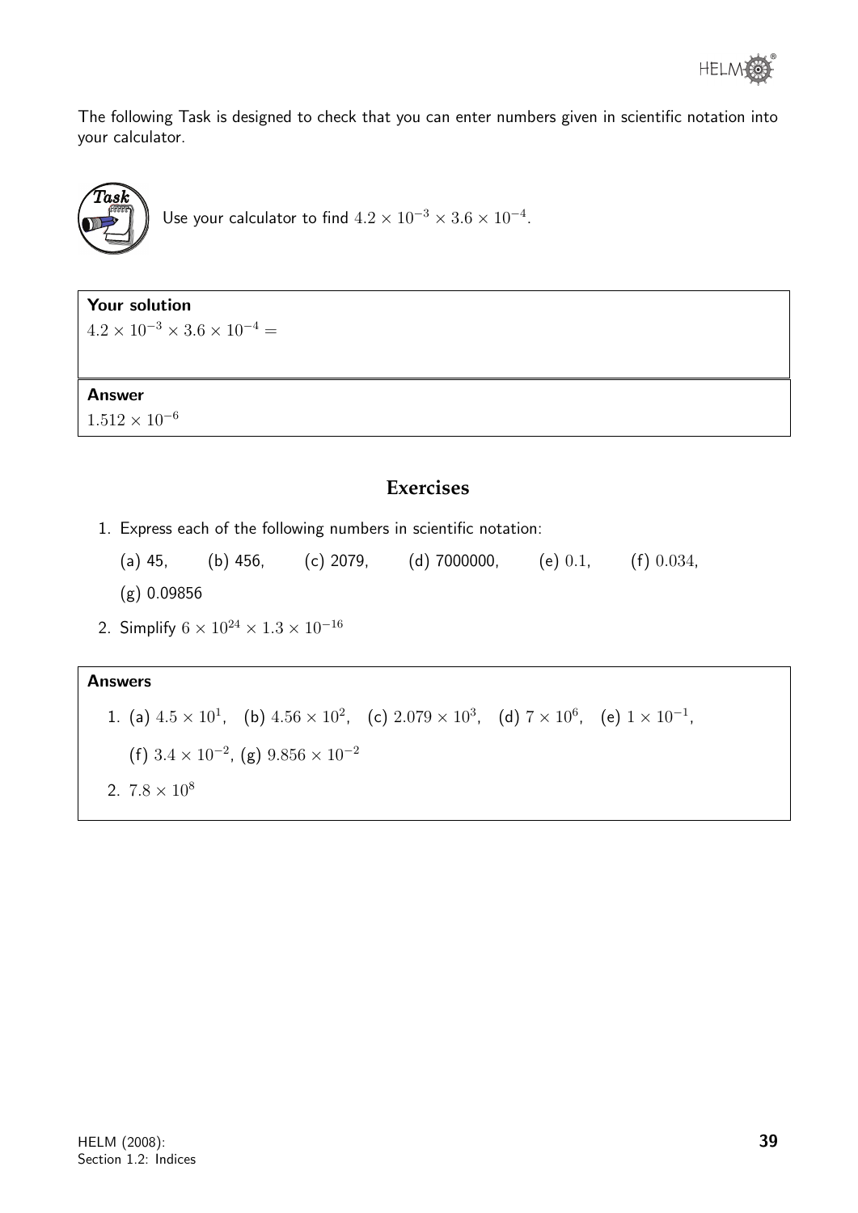The following Task is designed to check that you can enter numbers given in scientific notation into your calculator.

**Task**

Use your calculator to find $4.2 \times 10^{-3} \times 3.6 \times 10^{-4}$.

**Your solution**

$4.2 \times 10^{-3} \times 3.6 \times 10^{-4} =$

**Answer**

$1.512 \times 10^{-6}$

## Exercises

1. Express each of the following numbers in scientific notation:

   (a) 45, (b) 456, (c) 2079, (d) 7000000, (e) $0.1$, (f) $0.034$,

   (g) 0.09856

2. Simplify $6 \times 10^{24} \times 1.3 \times 10^{-16}$

**Answers**

1. (a) $4.5 \times 10^{1}$, (b) $4.56 \times 10^{2}$, (c) $2.079 \times 10^{3}$, (d) $7 \times 10^{6}$, (e) $1 \times 10^{-1}$,

   (f) $3.4 \times 10^{-2}$, (g) $9.856 \times 10^{-2}$

2. $7.8 \times 10^{8}$